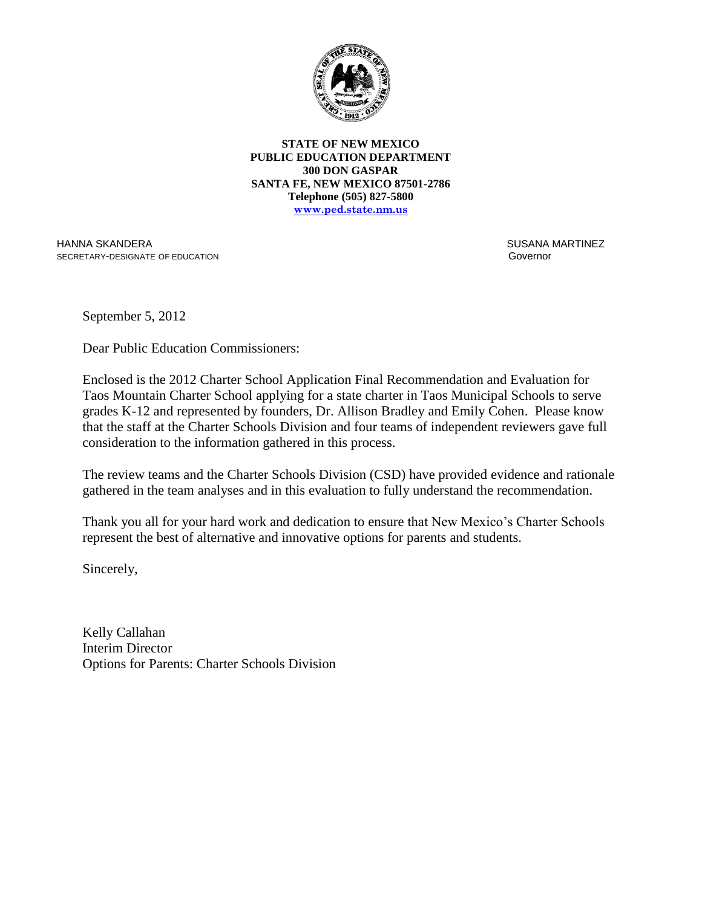**STATE OF NEW MEXICO**
**PUBLIC EDUCATION DEPARTMENT**
**300 DON GASPAR**
**SANTA FE, NEW MEXICO 87501-2786**
**Telephone (505) 827-5800**
**www.ped.state.nm.us**

HANNA SKANDERA
SECRETARY-DESIGNATE OF EDUCATION

SUSANA MARTINEZ
Governor

September 5, 2012

Dear Public Education Commissioners:

Enclosed is the 2012 Charter School Application Final Recommendation and Evaluation for Taos Mountain Charter School applying for a state charter in Taos Municipal Schools to serve grades K-12 and represented by founders, Dr. Allison Bradley and Emily Cohen. Please know that the staff at the Charter Schools Division and four teams of independent reviewers gave full consideration to the information gathered in this process.

The review teams and the Charter Schools Division (CSD) have provided evidence and rationale gathered in the team analyses and in this evaluation to fully understand the recommendation.

Thank you all for your hard work and dedication to ensure that New Mexico's Charter Schools represent the best of alternative and innovative options for parents and students.

Sincerely,

Kelly Callahan
Interim Director
Options for Parents: Charter Schools Division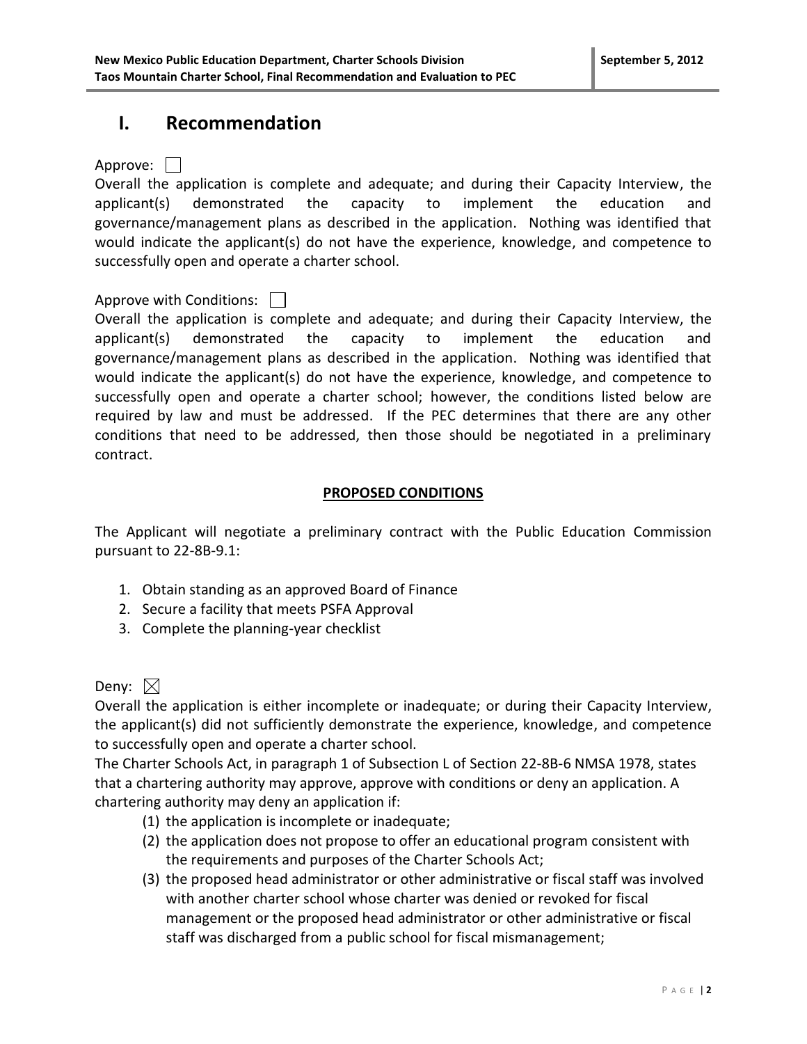# I. Recommendation

Approve: ☐

Overall the application is complete and adequate; and during their Capacity Interview, the applicant(s) demonstrated the capacity to implement the education and governance/management plans as described in the application. Nothing was identified that would indicate the applicant(s) do not have the experience, knowledge, and competence to successfully open and operate a charter school.

Approve with Conditions: ☐

Overall the application is complete and adequate; and during their Capacity Interview, the applicant(s) demonstrated the capacity to implement the education and governance/management plans as described in the application. Nothing was identified that would indicate the applicant(s) do not have the experience, knowledge, and competence to successfully open and operate a charter school; however, the conditions listed below are required by law and must be addressed. If the PEC determines that there are any other conditions that need to be addressed, then those should be negotiated in a preliminary contract.

**PROPOSED CONDITIONS**

The Applicant will negotiate a preliminary contract with the Public Education Commission pursuant to 22-8B-9.1:

1. Obtain standing as an approved Board of Finance
2. Secure a facility that meets PSFA Approval
3. Complete the planning-year checklist

Deny: ☒

Overall the application is either incomplete or inadequate; or during their Capacity Interview, the applicant(s) did not sufficiently demonstrate the experience, knowledge, and competence to successfully open and operate a charter school.

The Charter Schools Act, in paragraph 1 of Subsection L of Section 22-8B-6 NMSA 1978, states that a chartering authority may approve, approve with conditions or deny an application. A chartering authority may deny an application if:

(1) the application is incomplete or inadequate;

(2) the application does not propose to offer an educational program consistent with the requirements and purposes of the Charter Schools Act;

(3) the proposed head administrator or other administrative or fiscal staff was involved with another charter school whose charter was denied or revoked for fiscal management or the proposed head administrator or other administrative or fiscal staff was discharged from a public school for fiscal mismanagement;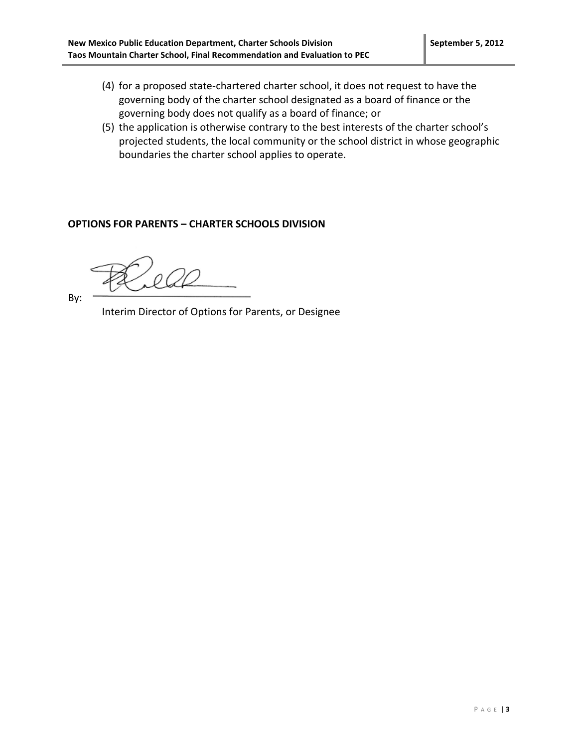(4) for a proposed state-chartered charter school, it does not request to have the governing body of the charter school designated as a board of finance or the governing body does not qualify as a board of finance; or

(5) the application is otherwise contrary to the best interests of the charter school's projected students, the local community or the school district in whose geographic boundaries the charter school applies to operate.

**OPTIONS FOR PARENTS – CHARTER SCHOOLS DIVISION**

By: ______________________________

Interim Director of Options for Parents, or Designee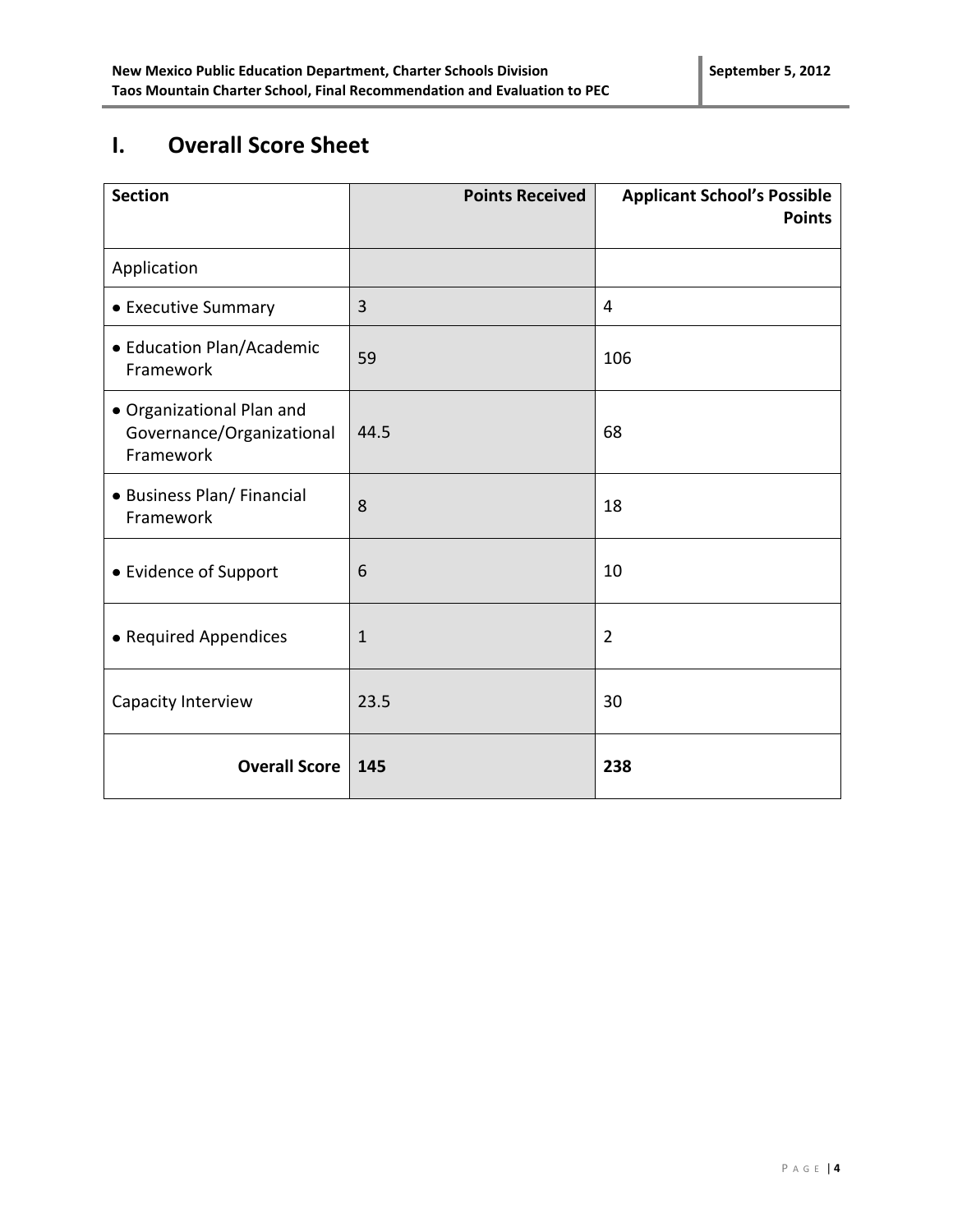# I. Overall Score Sheet

| Section | Points Received | Applicant School's Possible Points |
|---|---|---|
| Application | | |
| • Executive Summary | 3 | 4 |
| • Education Plan/Academic Framework | 59 | 106 |
| • Organizational Plan and Governance/Organizational Framework | 44.5 | 68 |
| • Business Plan/ Financial Framework | 8 | 18 |
| • Evidence of Support | 6 | 10 |
| • Required Appendices | 1 | 2 |
| Capacity Interview | 23.5 | 30 |
| **Overall Score** | **145** | **238** |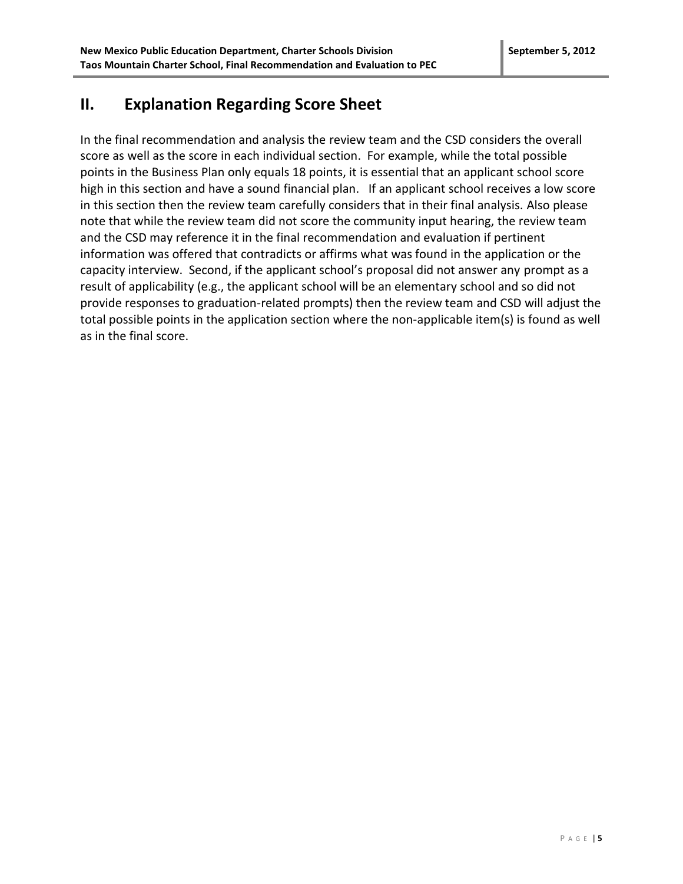## II. Explanation Regarding Score Sheet

In the final recommendation and analysis the review team and the CSD considers the overall score as well as the score in each individual section. For example, while the total possible points in the Business Plan only equals 18 points, it is essential that an applicant school score high in this section and have a sound financial plan. If an applicant school receives a low score in this section then the review team carefully considers that in their final analysis. Also please note that while the review team did not score the community input hearing, the review team and the CSD may reference it in the final recommendation and evaluation if pertinent information was offered that contradicts or affirms what was found in the application or the capacity interview. Second, if the applicant school's proposal did not answer any prompt as a result of applicability (e.g., the applicant school will be an elementary school and so did not provide responses to graduation-related prompts) then the review team and CSD will adjust the total possible points in the application section where the non-applicable item(s) is found as well as in the final score.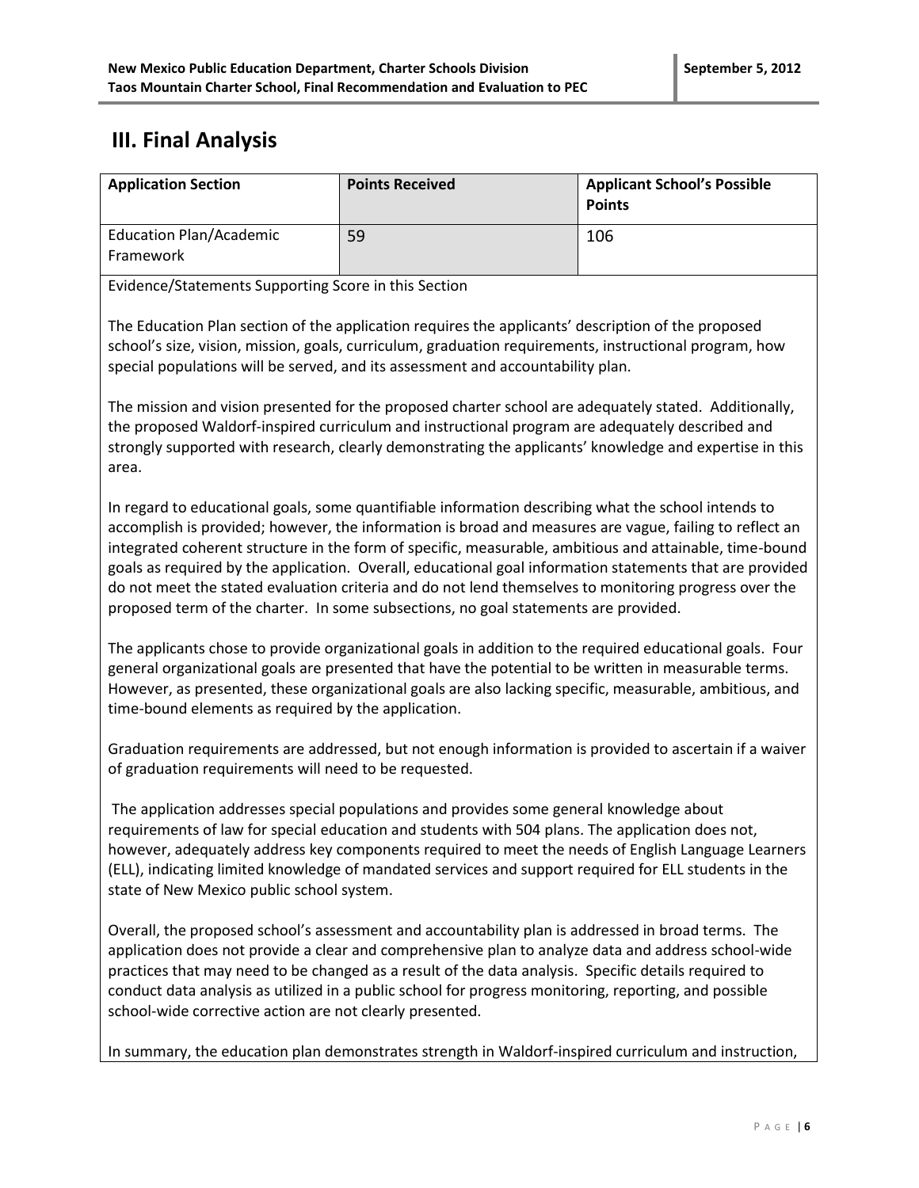## III. Final Analysis

| Application Section | Points Received | Applicant School's Possible Points |
|---|---|---|
| Education Plan/Academic Framework | 59 | 106 |

Evidence/Statements Supporting Score in this Section

The Education Plan section of the application requires the applicants' description of the proposed school's size, vision, mission, goals, curriculum, graduation requirements, instructional program, how special populations will be served, and its assessment and accountability plan.

The mission and vision presented for the proposed charter school are adequately stated. Additionally, the proposed Waldorf-inspired curriculum and instructional program are adequately described and strongly supported with research, clearly demonstrating the applicants' knowledge and expertise in this area.

In regard to educational goals, some quantifiable information describing what the school intends to accomplish is provided; however, the information is broad and measures are vague, failing to reflect an integrated coherent structure in the form of specific, measurable, ambitious and attainable, time-bound goals as required by the application. Overall, educational goal information statements that are provided do not meet the stated evaluation criteria and do not lend themselves to monitoring progress over the proposed term of the charter. In some subsections, no goal statements are provided.

The applicants chose to provide organizational goals in addition to the required educational goals. Four general organizational goals are presented that have the potential to be written in measurable terms. However, as presented, these organizational goals are also lacking specific, measurable, ambitious, and time-bound elements as required by the application.

Graduation requirements are addressed, but not enough information is provided to ascertain if a waiver of graduation requirements will need to be requested.

The application addresses special populations and provides some general knowledge about requirements of law for special education and students with 504 plans. The application does not, however, adequately address key components required to meet the needs of English Language Learners (ELL), indicating limited knowledge of mandated services and support required for ELL students in the state of New Mexico public school system.

Overall, the proposed school's assessment and accountability plan is addressed in broad terms. The application does not provide a clear and comprehensive plan to analyze data and address school-wide practices that may need to be changed as a result of the data analysis. Specific details required to conduct data analysis as utilized in a public school for progress monitoring, reporting, and possible school-wide corrective action are not clearly presented.

In summary, the education plan demonstrates strength in Waldorf-inspired curriculum and instruction,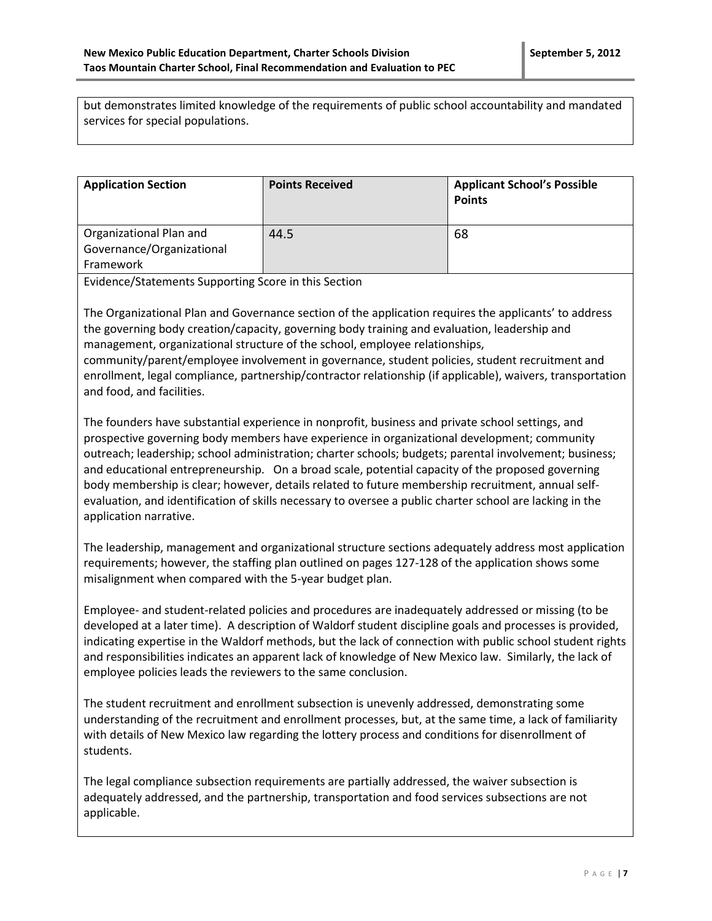but demonstrates limited knowledge of the requirements of public school accountability and mandated services for special populations.

| Application Section | Points Received | Applicant School's Possible Points |
| --- | --- | --- |
| Organizational Plan and Governance/Organizational Framework | 44.5 | 68 |

Evidence/Statements Supporting Score in this Section

The Organizational Plan and Governance section of the application requires the applicants' to address the governing body creation/capacity, governing body training and evaluation, leadership and management, organizational structure of the school, employee relationships, community/parent/employee involvement in governance, student policies, student recruitment and enrollment, legal compliance, partnership/contractor relationship (if applicable), waivers, transportation and food, and facilities.

The founders have substantial experience in nonprofit, business and private school settings, and prospective governing body members have experience in organizational development; community outreach; leadership; school administration; charter schools; budgets; parental involvement; business; and educational entrepreneurship. On a broad scale, potential capacity of the proposed governing body membership is clear; however, details related to future membership recruitment, annual self-evaluation, and identification of skills necessary to oversee a public charter school are lacking in the application narrative.

The leadership, management and organizational structure sections adequately address most application requirements; however, the staffing plan outlined on pages 127-128 of the application shows some misalignment when compared with the 5-year budget plan.

Employee- and student-related policies and procedures are inadequately addressed or missing (to be developed at a later time). A description of Waldorf student discipline goals and processes is provided, indicating expertise in the Waldorf methods, but the lack of connection with public school student rights and responsibilities indicates an apparent lack of knowledge of New Mexico law. Similarly, the lack of employee policies leads the reviewers to the same conclusion.

The student recruitment and enrollment subsection is unevenly addressed, demonstrating some understanding of the recruitment and enrollment processes, but, at the same time, a lack of familiarity with details of New Mexico law regarding the lottery process and conditions for disenrollment of students.

The legal compliance subsection requirements are partially addressed, the waiver subsection is adequately addressed, and the partnership, transportation and food services subsections are not applicable.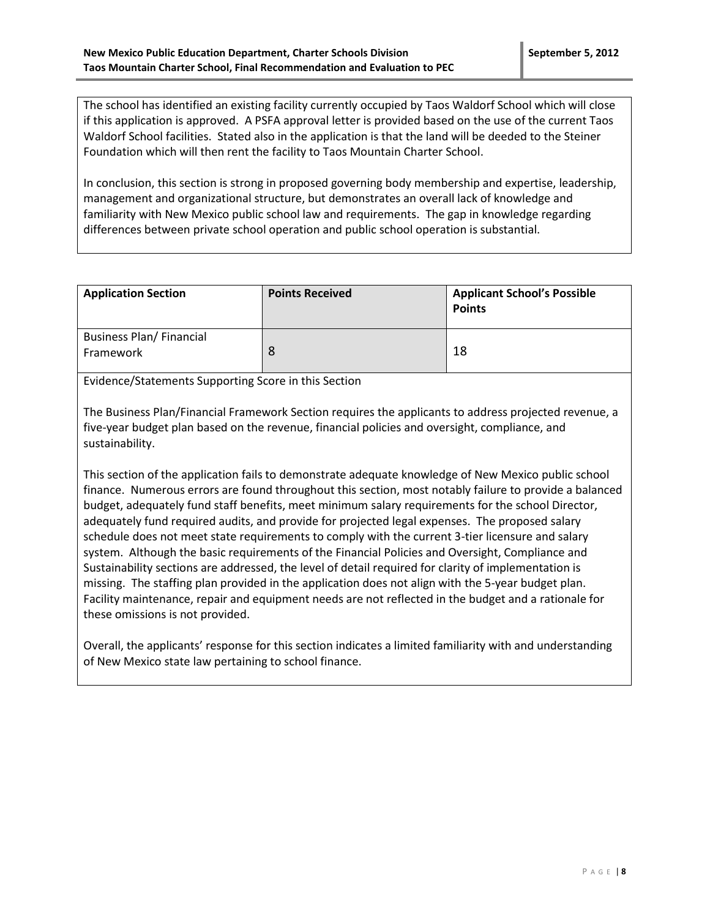The school has identified an existing facility currently occupied by Taos Waldorf School which will close if this application is approved. A PSFA approval letter is provided based on the use of the current Taos Waldorf School facilities. Stated also in the application is that the land will be deeded to the Steiner Foundation which will then rent the facility to Taos Mountain Charter School.

In conclusion, this section is strong in proposed governing body membership and expertise, leadership, management and organizational structure, but demonstrates an overall lack of knowledge and familiarity with New Mexico public school law and requirements. The gap in knowledge regarding differences between private school operation and public school operation is substantial.

| Application Section | Points Received | Applicant School's Possible Points |
|---|---|---|
| Business Plan/ Financial Framework | 8 | 18 |

Evidence/Statements Supporting Score in this Section

The Business Plan/Financial Framework Section requires the applicants to address projected revenue, a five-year budget plan based on the revenue, financial policies and oversight, compliance, and sustainability.

This section of the application fails to demonstrate adequate knowledge of New Mexico public school finance. Numerous errors are found throughout this section, most notably failure to provide a balanced budget, adequately fund staff benefits, meet minimum salary requirements for the school Director, adequately fund required audits, and provide for projected legal expenses. The proposed salary schedule does not meet state requirements to comply with the current 3-tier licensure and salary system. Although the basic requirements of the Financial Policies and Oversight, Compliance and Sustainability sections are addressed, the level of detail required for clarity of implementation is missing. The staffing plan provided in the application does not align with the 5-year budget plan. Facility maintenance, repair and equipment needs are not reflected in the budget and a rationale for these omissions is not provided.

Overall, the applicants' response for this section indicates a limited familiarity with and understanding of New Mexico state law pertaining to school finance.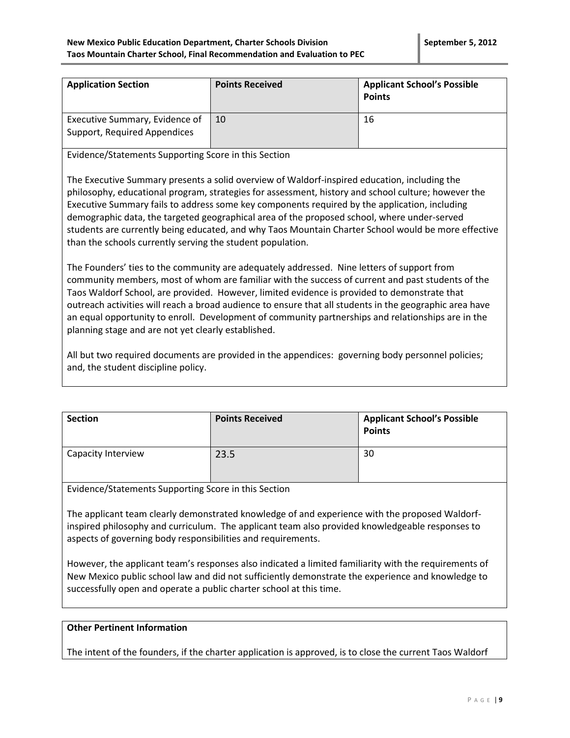| Application Section | Points Received | Applicant School's Possible Points |
|---|---|---|
| Executive Summary, Evidence of Support, Required Appendices | 10 | 16 |

Evidence/Statements Supporting Score in this Section

The Executive Summary presents a solid overview of Waldorf-inspired education, including the philosophy, educational program, strategies for assessment, history and school culture; however the Executive Summary fails to address some key components required by the application, including demographic data, the targeted geographical area of the proposed school, where under-served students are currently being educated, and why Taos Mountain Charter School would be more effective than the schools currently serving the student population.

The Founders' ties to the community are adequately addressed. Nine letters of support from community members, most of whom are familiar with the success of current and past students of the Taos Waldorf School, are provided. However, limited evidence is provided to demonstrate that outreach activities will reach a broad audience to ensure that all students in the geographic area have an equal opportunity to enroll. Development of community partnerships and relationships are in the planning stage and are not yet clearly established.

All but two required documents are provided in the appendices: governing body personnel policies; and, the student discipline policy.

| Section | Points Received | Applicant School's Possible Points |
|---|---|---|
| Capacity Interview | 23.5 | 30 |

Evidence/Statements Supporting Score in this Section

The applicant team clearly demonstrated knowledge of and experience with the proposed Waldorf-inspired philosophy and curriculum. The applicant team also provided knowledgeable responses to aspects of governing body responsibilities and requirements.

However, the applicant team's responses also indicated a limited familiarity with the requirements of New Mexico public school law and did not sufficiently demonstrate the experience and knowledge to successfully open and operate a public charter school at this time.

**Other Pertinent Information**

The intent of the founders, if the charter application is approved, is to close the current Taos Waldorf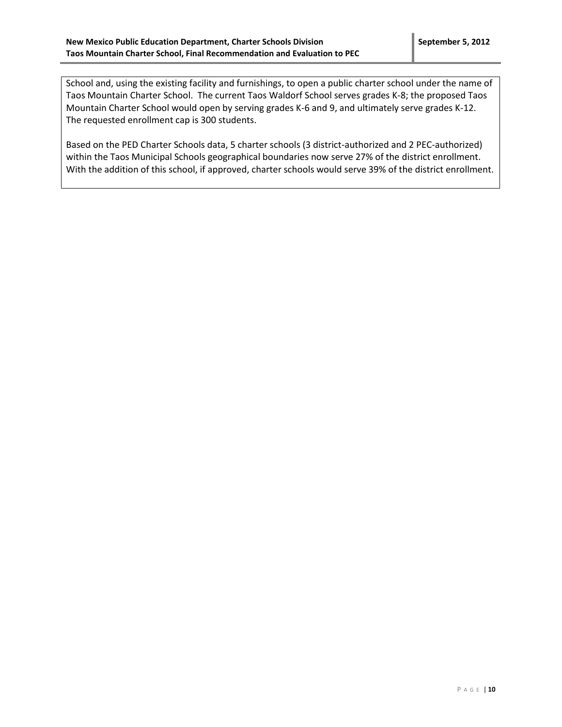School and, using the existing facility and furnishings, to open a public charter school under the name of Taos Mountain Charter School. The current Taos Waldorf School serves grades K-8; the proposed Taos Mountain Charter School would open by serving grades K-6 and 9, and ultimately serve grades K-12. The requested enrollment cap is 300 students.

Based on the PED Charter Schools data, 5 charter schools (3 district-authorized and 2 PEC-authorized) within the Taos Municipal Schools geographical boundaries now serve 27% of the district enrollment. With the addition of this school, if approved, charter schools would serve 39% of the district enrollment.